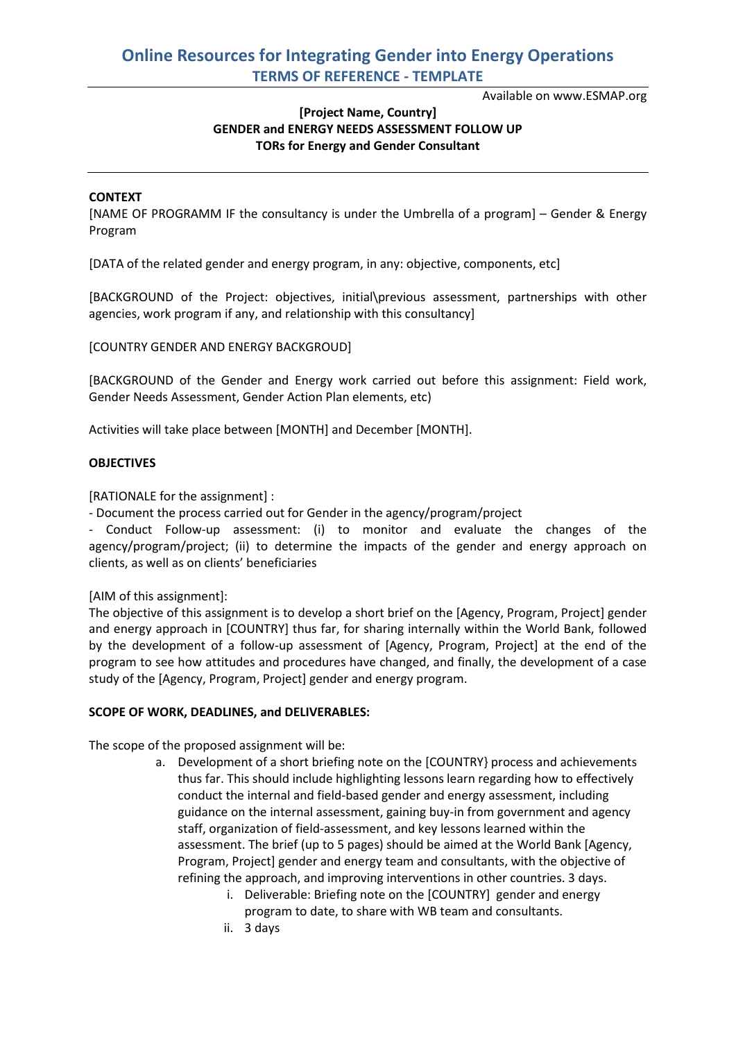# Online Resources for Integrating Gender into Energy Operations

## TERMS OF REFERENCE - TEMPLATE

Available on www.ESMAP.org

**[Project Name, Country]**
**GENDER and ENERGY NEEDS ASSESSMENT FOLLOW UP**
**TORs for Energy and Gender Consultant**

---

**CONTEXT**

[NAME OF PROGRAMM IF the consultancy is under the Umbrella of a program] – Gender & Energy Program

[DATA of the related gender and energy program, in any: objective, components, etc]

[BACKGROUND of the Project: objectives, initial\previous assessment, partnerships with other agencies, work program if any, and relationship with this consultancy]

[COUNTRY GENDER AND ENERGY BACKGROUD]

[BACKGROUND of the Gender and Energy work carried out before this assignment: Field work, Gender Needs Assessment, Gender Action Plan elements, etc)

Activities will take place between [MONTH] and December [MONTH].

**OBJECTIVES**

[RATIONALE for the assignment] :

- Document the process carried out for Gender in the agency/program/project
- Conduct Follow-up assessment: (i) to monitor and evaluate the changes of the agency/program/project; (ii) to determine the impacts of the gender and energy approach on clients, as well as on clients' beneficiaries

[AIM of this assignment]:

The objective of this assignment is to develop a short brief on the [Agency, Program, Project] gender and energy approach in [COUNTRY] thus far, for sharing internally within the World Bank, followed by the development of a follow-up assessment of [Agency, Program, Project] at the end of the program to see how attitudes and procedures have changed, and finally, the development of a case study of the [Agency, Program, Project] gender and energy program.

**SCOPE OF WORK, DEADLINES, and DELIVERABLES:**

The scope of the proposed assignment will be:

a. Development of a short briefing note on the [COUNTRY} process and achievements thus far. This should include highlighting lessons learn regarding how to effectively conduct the internal and field-based gender and energy assessment, including guidance on the internal assessment, gaining buy-in from government and agency staff, organization of field-assessment, and key lessons learned within the assessment. The brief (up to 5 pages) should be aimed at the World Bank [Agency, Program, Project] gender and energy team and consultants, with the objective of refining the approach, and improving interventions in other countries. 3 days.
    i. Deliverable: Briefing note on the [COUNTRY] gender and energy program to date, to share with WB team and consultants.
    ii. 3 days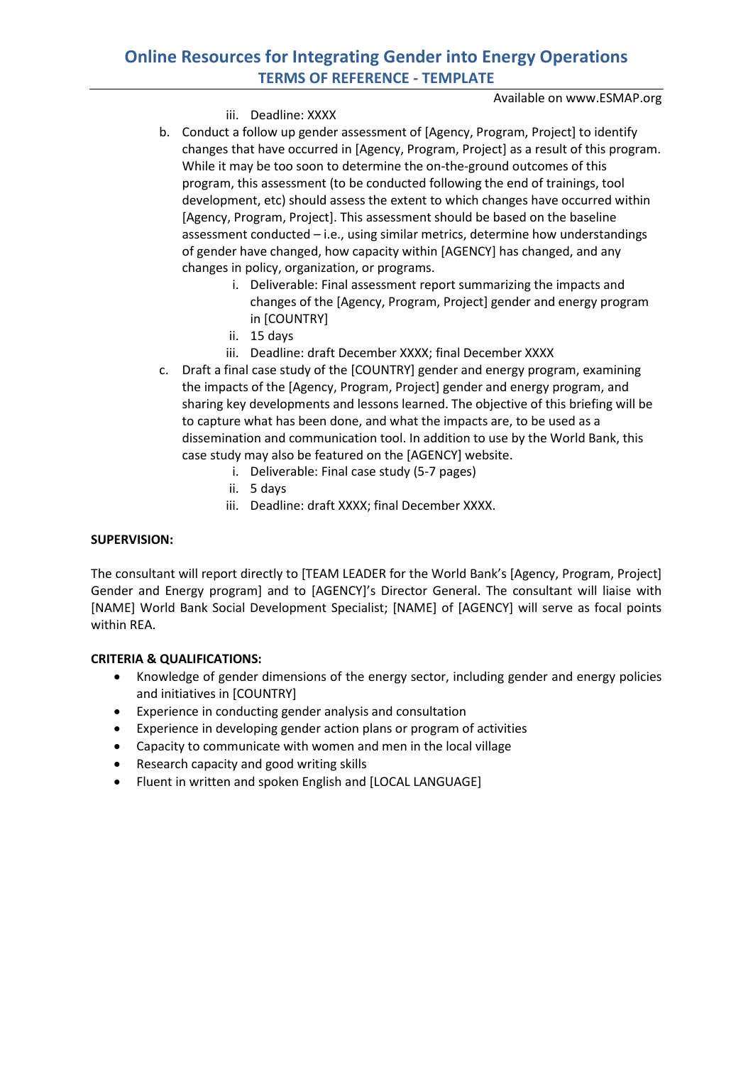iii. Deadline: XXXX

b. Conduct a follow up gender assessment of [Agency, Program, Project] to identify changes that have occurred in [Agency, Program, Project] as a result of this program. While it may be too soon to determine the on-the-ground outcomes of this program, this assessment (to be conducted following the end of trainings, tool development, etc) should assess the extent to which changes have occurred within [Agency, Program, Project]. This assessment should be based on the baseline assessment conducted – i.e., using similar metrics, determine how understandings of gender have changed, how capacity within [AGENCY] has changed, and any changes in policy, organization, or programs.
   i. Deliverable: Final assessment report summarizing the impacts and changes of the [Agency, Program, Project] gender and energy program in [COUNTRY]
   ii. 15 days
   iii. Deadline: draft December XXXX; final December XXXX

c. Draft a final case study of the [COUNTRY] gender and energy program, examining the impacts of the [Agency, Program, Project] gender and energy program, and sharing key developments and lessons learned. The objective of this briefing will be to capture what has been done, and what the impacts are, to be used as a dissemination and communication tool. In addition to use by the World Bank, this case study may also be featured on the [AGENCY] website.
   i. Deliverable: Final case study (5-7 pages)
   ii. 5 days
   iii. Deadline: draft XXXX; final December XXXX.

**SUPERVISION:**

The consultant will report directly to [TEAM LEADER for the World Bank's [Agency, Program, Project] Gender and Energy program] and to [AGENCY]'s Director General. The consultant will liaise with [NAME] World Bank Social Development Specialist; [NAME] of [AGENCY] will serve as focal points within REA.

**CRITERIA & QUALIFICATIONS:**

- Knowledge of gender dimensions of the energy sector, including gender and energy policies and initiatives in [COUNTRY]
- Experience in conducting gender analysis and consultation
- Experience in developing gender action plans or program of activities
- Capacity to communicate with women and men in the local village
- Research capacity and good writing skills
- Fluent in written and spoken English and [LOCAL LANGUAGE]